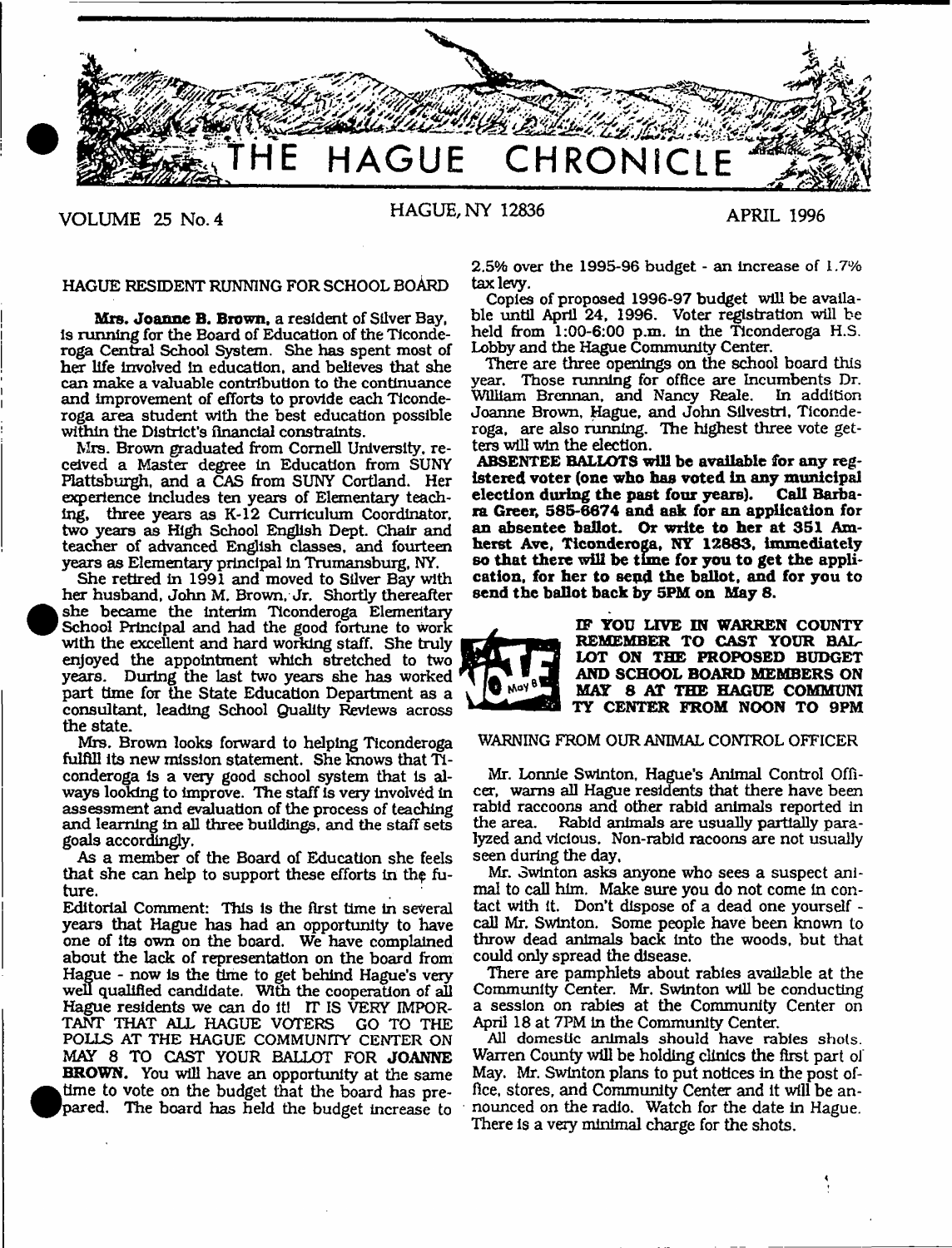# THE HAGUE CHRONICLE

VOLUME 25 No. 4 HAGUE, NY 12836 APRIL 1996

## HAGUE RESIDENT RUNNING FOR SCHOOL BOARD

**Mrs. Joanne B. Brown**, a resident of Silver Bay, is running for the Board of Education of the Ticonderoga Central School System. She has spent most of her life involved in education, and believes that she can make a valuable contribution to the continuance and improvement of efforts to provide each Ticonderoga area student with the best education possible within the District's financial constraints.

Mrs. Brown graduated from Cornell University, received a Master degree in Education from SUNY Plattsburgh, and a CAS from SUNY Cortland. Her experience includes ten years of Elementary teaching, three years as K-12 Curriculum Coordinator, two years as High School English Dept. Chair and teacher of advanced English classes, and fourteen years as Elementary principal in Trumansburg, NY.

She retired in 1991 and moved to Silver Bay with her husband, John M. Brown, Jr. Shortly thereafter she became the interim Ticonderoga Elementary School Principal and had the good fortune to work with the excellent and hard working staff. She truly enjoyed the appointment which stretched to two years. During the last two years she has worked part time for the State Education Department as a consultant, leading School Quality Reviews across the state.

Mrs. Brown looks forward to helping Ticonderoga fulfill its new mission statement. She knows that Ticonderoga is a very good school system that is always looking to improve. The staff is very involved in assessment and evaluation of the process of teaching and learning in all three buildings, and the staff sets goals accordingly.

As a member of the Board of Education she feels that she can help to support these efforts in the future.

Editorial Comment: This is the first time in several years that Hague has had an opportunity to have one of its own on the board. We have complained about the lack of representation on the board from Hague - now is the time to get behind Hague's very well qualified candidate. With the cooperation of all Hague residents we can do it! IT IS VERY IMPORTANT THAT ALL HAGUE VOTERS GO TO THE POLLS AT THE HAGUE COMMUNITY CENTER ON MAY 8 TO CAST YOUR BALLOT FOR **JOANNE BROWN**. You will have an opportunity at the same time to vote on the budget that the board has prepared. The board has held the budget increase to 2.5% over the 1995-96 budget - an increase of 1.7% tax levy.

Copies of proposed 1996-97 budget will be available until April 24, 1996. Voter registration will be held from 1:00-6:00 p.m. in the Ticonderoga H.S. Lobby and the Hague Community Center.

There are three openings on the school board this year. Those running for office are incumbents Dr. William Brennan, and Nancy Reale. In addition Joanne Brown, Hague, and John Silvestri, Ticonderoga, are also running. The highest three vote getters will win the election.

**ABSENTEE BALLOTS will be available for any registered voter (one who has voted in any municipal election during the past four years). Call Barbara Greer, 585-6674 and ask for an application for an absentee ballot. Or write to her at 351 Amherst Ave, Ticonderoga, NY 12883, immediately so that there will be time for you to get the application, for her to send the ballot, and for you to send the ballot back by 5PM on May 8.**

**IF YOU LIVE IN WARREN COUNTY REMEMBER TO CAST YOUR BALLOT ON THE PROPOSED BUDGET AND SCHOOL BOARD MEMBERS ON MAY 8 AT THE HAGUE COMMUNITY CENTER FROM NOON TO 9PM**

## WARNING FROM OUR ANIMAL CONTROL OFFICER

Mr. Lonnie Swinton, Hague's Animal Control Officer, warns all Hague residents that there have been rabid raccoons and other rabid animals reported in the area. Rabid animals are usually partially paralyzed and vicious. Non-rabid racoons are not usually seen during the day.

Mr. Swinton asks anyone who sees a suspect animal to call him. Make sure you do not come in contact with it. Don't dispose of a dead one yourself - call Mr. Swinton. Some people have been known to throw dead animals back into the woods, but that could only spread the disease.

There are pamphlets about rabies available at the Community Center. Mr. Swinton will be conducting a session on rabies at the Community Center on April 18 at 7PM in the Community Center.

All domestic animals should have rabies shots. Warren County will be holding clinics the first part of May. Mr. Swinton plans to put notices in the post office, stores, and Community Center and it will be announced on the radio. Watch for the date in Hague. There is a very minimal charge for the shots.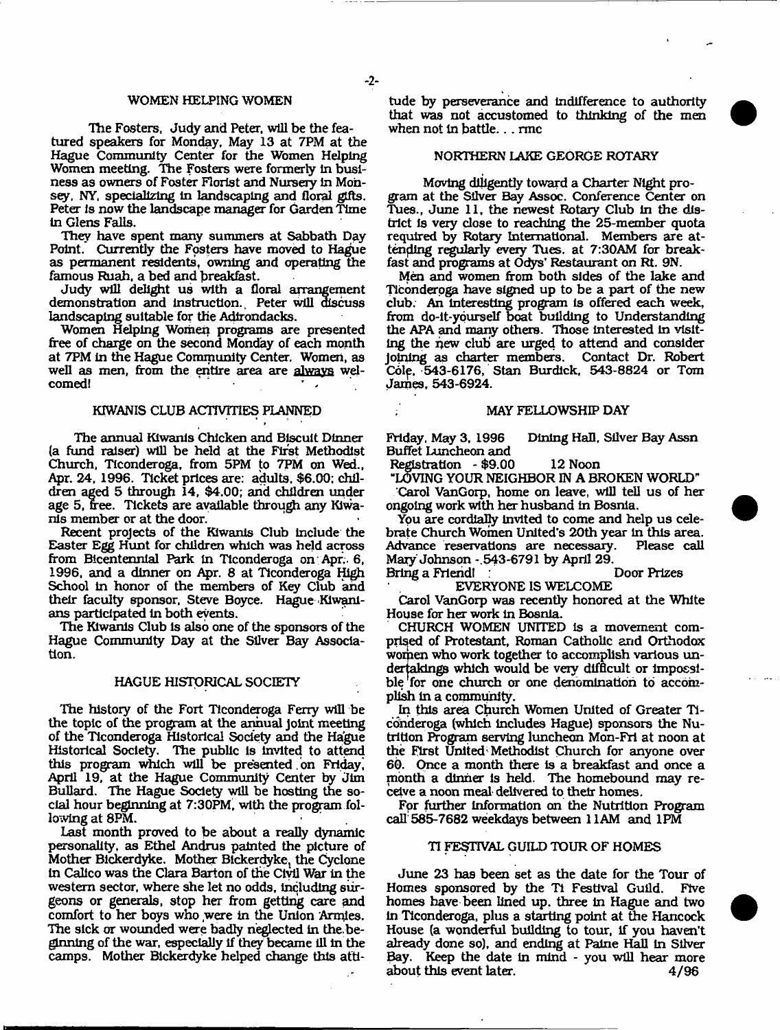## WOMEN HELPING WOMEN

The Fosters, Judy and Peter, will be the featured speakers for Monday, May 13 at 7PM at the Hague Community Center for the Women Helping Women meeting. The Fosters were formerly in business as owners of Foster Florist and Nursery in Monsey, NY, specializing in landscaping and floral gifts. Peter is now the landscape manager for Garden Time in Glens Falls.

They have spent many summers at Sabbath Day Point. Currently the Fosters have moved to Hague as permanent residents, owning and operating the famous Ruah, a bed and breakfast.

Judy will delight us with a floral arrangement demonstration and instruction. Peter will discuss landscaping suitable for the Adirondacks.

Women Helping Women programs are presented free of charge on the second Monday of each month at 7PM in the Hague Community Center. Women, as well as men, from the entire area are always welcomed!

## KIWANIS CLUB ACTIVITIES PLANNED

The annual Kiwanis Chicken and Biscuit Dinner (a fund raiser) will be held at the First Methodist Church, Ticonderoga, from 5PM to 7PM on Wed., Apr. 24, 1996. Ticket prices are: adults, $6.00; children aged 5 through 14, $4.00; and children under age 5, free. Tickets are available through any Kiwanis member or at the door.

Recent projects of the Kiwanis Club include the Easter Egg Hunt for children which was held across from Bicentennial Park in Ticonderoga on Apr. 6, 1996, and a dinner on Apr. 8 at Ticonderoga High School in honor of the members of Key Club and their faculty sponsor, Steve Boyce. Hague Kiwanians participated in both events.

The Kiwanis Club is also one of the sponsors of the Hague Community Day at the Silver Bay Association.

## HAGUE HISTORICAL SOCIETY

The history of the Fort Ticonderoga Ferry will be the topic of the program at the annual joint meeting of the Ticonderoga Historical Society and the Hague Historical Society. The public is invited to attend this program which will be presented on Friday, April 19, at the Hague Community Center by Jim Bullard. The Hague Society will be hosting the social hour beginning at 7:30PM, with the program following at 8PM.

Last month proved to be about a really dynamic personality, as Ethel Andrus painted the picture of Mother Bickerdyke. Mother Bickerdyke, the Cyclone in Calico was the Clara Barton of the Civil War in the western sector, where she let no odds, including surgeons or generals, stop her from getting care and comfort to her boys who were in the Union Armies. The sick or wounded were badly neglected in the beginning of the war, especially if they became ill in the camps. Mother Bickerdyke helped change this attitude by perseverance and indifference to authority that was not accustomed to thinking of the men when not in battle. . . rmc

## NORTHERN LAKE GEORGE ROTARY

Moving diligently toward a Charter Night program at the Silver Bay Assoc. Conference Center on Tues., June 11, the newest Rotary Club in the district is very close to reaching the 25-member quota required by Rotary International. Members are attending regularly every Tues. at 7:30AM for breakfast and programs at Odys' Restaurant on Rt. 9N.

Men and women from both sides of the lake and Ticonderoga have signed up to be a part of the new club. An interesting program is offered each week, from do-it-yourself boat building to Understanding the APA and many others. Those interested in visiting the new club are urged to attend and consider joining as charter members. Contact Dr. Robert Cole, 543-6176, Stan Burdick, 543-8824 or Tom James, 543-6924.

## MAY FELLOWSHIP DAY

Friday, May 3, 1996 Dining Hall, Silver Bay Assn
Buffet Luncheon and
Registration - $9.00 12 Noon

"LOVING YOUR NEIGHBOR IN A BROKEN WORLD"

Carol VanGorp, home on leave, will tell us of her ongoing work with her husband in Bosnia.

You are cordially invited to come and help us celebrate Church Women United's 20th year in this area. Advance reservations are necessary. Please call Mary Johnson - 543-6791 by April 29.

Bring a Friend! Door Prizes

EVERYONE IS WELCOME

Carol VanGorp was recently honored at the White House for her work in Bosnia.

CHURCH WOMEN UNITED is a movement comprised of Protestant, Roman Catholic and Orthodox women who work together to accomplish various undertakings which would be very difficult or impossible for one church or one denomination to accomplish in a community.

In this area Church Women United of Greater Ticonderoga (which includes Hague) sponsors the Nutrition Program serving luncheon Mon-Fri at noon at the First United Methodist Church for anyone over 60. Once a month there is a breakfast and once a month a dinner is held. The homebound may receive a noon meal delivered to their homes.

For further information on the Nutrition Program call 585-7682 weekdays between 11AM and 1PM

## TI FESTIVAL GUILD TOUR OF HOMES

June 23 has been set as the date for the Tour of Homes sponsored by the Ti Festival Guild. Five homes have been lined up, three in Hague and two in Ticonderoga, plus a starting point at the Hancock House (a wonderful building to tour, if you haven't already done so), and ending at Paine Hall in Silver Bay. Keep the date in mind - you will hear more about this event later. 4/96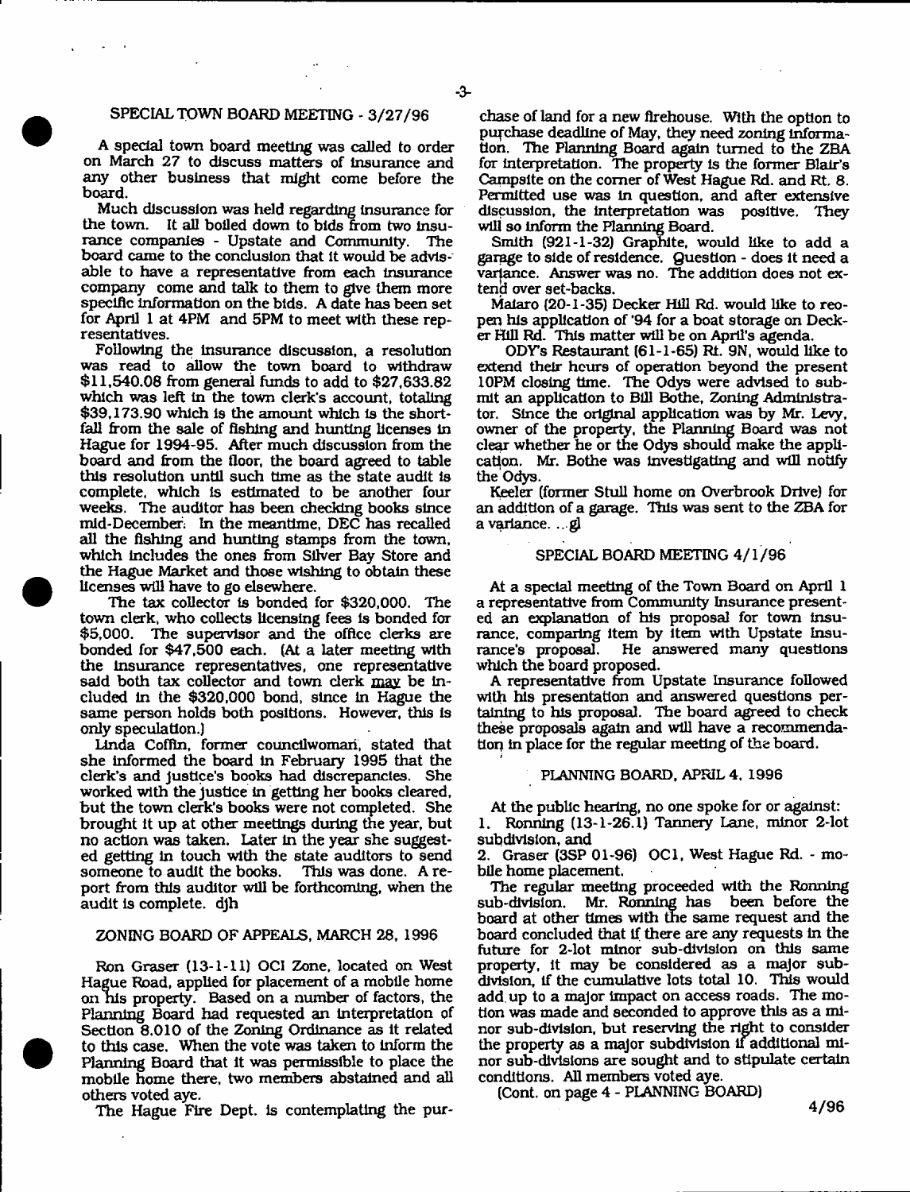## SPECIAL TOWN BOARD MEETING - 3/27/96

A special town board meeting was called to order on March 27 to discuss matters of insurance and any other business that might come before the board.

Much discussion was held regarding insurance for the town. It all boiled down to bids from two insurance companies - Upstate and Community. The board came to the conclusion that it would be advisable to have a representative from each insurance company come and talk to them to give them more specific information on the bids. A date has been set for April 1 at 4PM and 5PM to meet with these representatives.

Following the insurance discussion, a resolution was read to allow the town board to withdraw $11,540.08 from general funds to add to $27,633.82 which was left in the town clerk's account, totaling $39,173.90 which is the amount which is the shortfall from the sale of fishing and hunting licenses in Hague for 1994-95. After much discussion from the board and from the floor, the board agreed to table this resolution until such time as the state audit is complete, which is estimated to be another four weeks. The auditor has been checking books since mid-December. In the meantime, DEC has recalled all the fishing and hunting stamps from the town, which includes the ones from Silver Bay Store and the Hague Market and those wishing to obtain these licenses will have to go elsewhere.

The tax collector is bonded for $320,000. The town clerk, who collects licensing fees is bonded for $5,000. The supervisor and the office clerks are bonded for $47,500 each. (At a later meeting with the insurance representatives, one representative said both tax collector and town clerk may be included in the $320,000 bond, since in Hague the same person holds both positions. However, this is only speculation.)

Linda Coffin, former councilwoman, stated that she informed the board in February 1995 that the clerk's and justice's books had discrepancies. She worked with the justice in getting her books cleared, but the town clerk's books were not completed. She brought it up at other meetings during the year, but no action was taken. Later in the year she suggested getting in touch with the state auditors to send someone to audit the books. This was done. A report from this auditor will be forthcoming, when the audit is complete. djh

## ZONING BOARD OF APPEALS, MARCH 28, 1996

Ron Graser (13-1-11) OCI Zone, located on West Hague Road, applied for placement of a mobile home on his property. Based on a number of factors, the Planning Board had requested an interpretation of Section 8.010 of the Zoning Ordinance as it related to this case. When the vote was taken to inform the Planning Board that it was permissible to place the mobile home there, two members abstained and all others voted aye.

The Hague Fire Dept. is contemplating the purchase of land for a new firehouse. With the option to purchase deadline of May, they need zoning information. The Planning Board again turned to the ZBA for interpretation. The property is the former Blair's Campsite on the corner of West Hague Rd. and Rt. 8. Permitted use was in question, and after extensive discussion, the interpretation was positive. They will so inform the Planning Board.

Smith (921-1-32) Graphite, would like to add a garage to side of residence. Question - does it need a variance. Answer was no. The addition does not extend over set-backs.

Maiaro (20-1-35) Decker Hill Rd. would like to reopen his application of '94 for a boat storage on Decker Hill Rd. This matter will be on April's agenda.

ODY's Restaurant (61-1-65) Rt. 9N, would like to extend their hours of operation beyond the present 10PM closing time. The Odys were advised to submit an application to Bill Bothe, Zoning Administrator. Since the original application was by Mr. Levy, owner of the property, the Planning Board was not clear whether he or the Odys should make the application. Mr. Bothe was investigating and will notify the Odys.

Keeler (former Stull home on Overbrook Drive) for an addition of a garage. This was sent to the ZBA for a variance. ...gl

## SPECIAL BOARD MEETING 4/1/96

At a special meeting of the Town Board on April 1 a representative from Community Insurance presented an explanation of his proposal for town insurance, comparing item by item with Upstate Insurance's proposal. He answered many questions which the board proposed.

A representative from Upstate Insurance followed with his presentation and answered questions pertaining to his proposal. The board agreed to check these proposals again and will have a recommendation in place for the regular meeting of the board.

## PLANNING BOARD, APRIL 4, 1996

At the public hearing, no one spoke for or against:

1. Ronning (13-1-26.1) Tannery Lane, minor 2-lot subdivision, and
2. Graser (3SP 01-96) OC1, West Hague Rd. - mobile home placement.

The regular meeting proceeded with the Ronning sub-division. Mr. Ronning has been before the board at other times with the same request and the board concluded that if there are any requests in the future for 2-lot minor sub-division on this same property, it may be considered as a major subdivision, if the cumulative lots total 10. This would add up to a major impact on access roads. The motion was made and seconded to approve this as a minor sub-division, but reserving the right to consider the property as a major subdivision if additional minor sub-divisions are sought and to stipulate certain conditions. All members voted aye.

(Cont. on page 4 - PLANNING BOARD)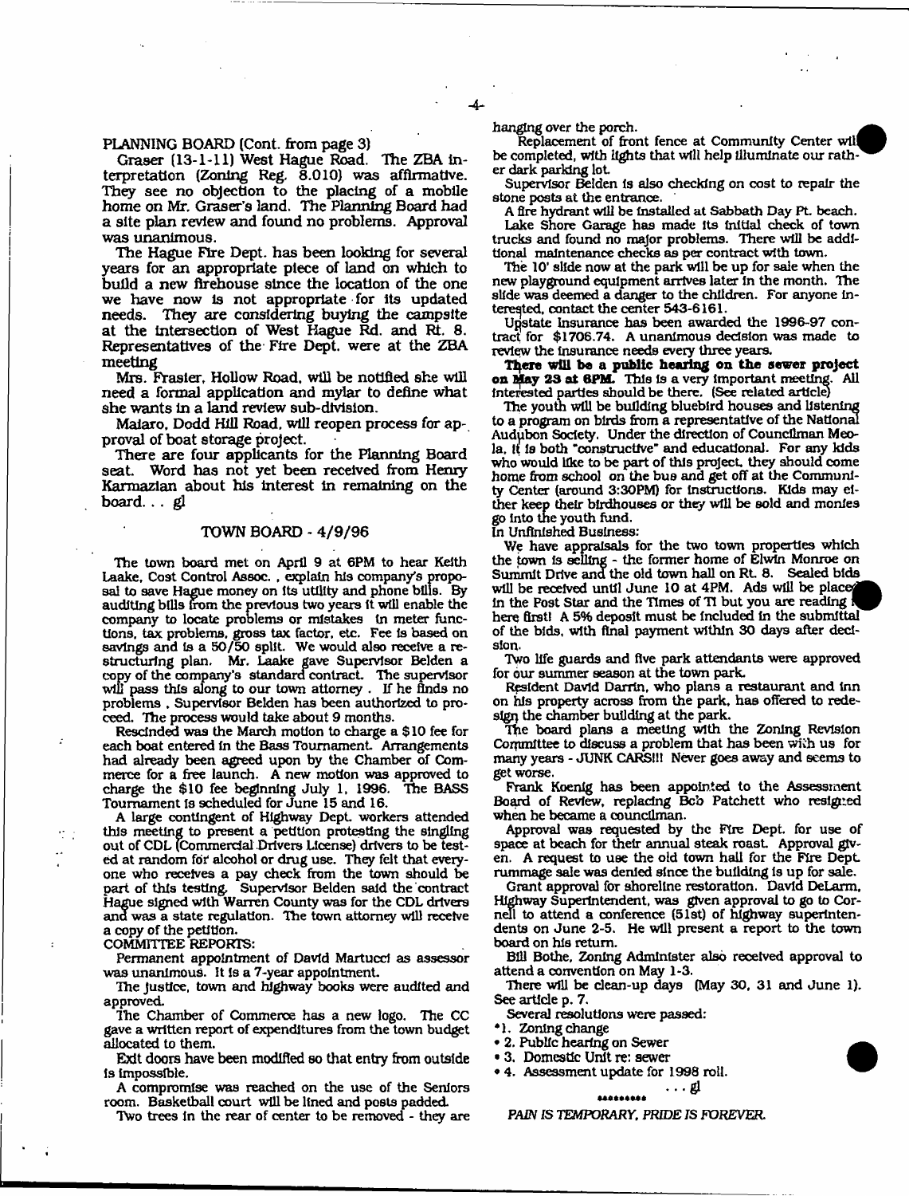## PLANNING BOARD (Cont. from page 3)

Graser (13-1-11) West Hague Road. The ZBA interpretation (Zoning Reg. 8.010) was affirmative. They see no objection to the placing of a mobile home on Mr. Graser's land. The Planning Board had a site plan review and found no problems. Approval was unanimous.

The Hague Fire Dept. has been looking for several years for an appropriate piece of land on which to build a new firehouse since the location of the one we have now is not appropriate for its updated needs. They are considering buying the campsite at the intersection of West Hague Rd. and Rt. 8. Representatives of the Fire Dept. were at the ZBA meeting

Mrs. Frasier, Hollow Road, will be notified she will need a formal application and mylar to define what she wants in a land review sub-division.

Maiaro, Dodd Hill Road, will reopen process for approval of boat storage project.

There are four applicants for the Planning Board seat. Word has not yet been received from Henry Karmazian about his interest in remaining on the board. . . gl

## TOWN BOARD - 4/9/96

The town board met on April 9 at 6PM to hear Keith Laake, Cost Control Assoc. , explain his company's proposal to save Hague money on its utility and phone bills. By auditing bills from the previous two years it will enable the company to locate problems or mistakes in meter functions, tax problems, gross tax factor, etc. Fee is based on savings and is a 50/50 split. We would also receive a restructuring plan. Mr. Laake gave Supervisor Belden a copy of the company's standard contract. The supervisor will pass this along to our town attorney . If he finds no problems , Supervisor Belden has been authorized to proceed. The process would take about 9 months.

Rescinded was the March motion to charge a $10 fee for each boat entered in the Bass Tournament. Arrangements had already been agreed upon by the Chamber of Commerce for a free launch. A new motion was approved to charge the $10 fee beginning July 1, 1996. The BASS Tournament is scheduled for June 15 and 16.

A large contingent of Highway Dept. workers attended this meeting to present a petition protesting the singling out of CDL (Commercial Drivers License) drivers to be tested at random for alcohol or drug use. They felt that everyone who receives a pay check from the town should be part of this testing. Supervisor Belden said the contract Hague signed with Warren County was for the CDL drivers and was a state regulation. The town attorney will receive a copy of the petition.

COMMITTEE REPORTS:

Permanent appointment of David Martucci as assessor was unanimous. It is a 7-year appointment.

The justice, town and highway books were audited and approved.

The Chamber of Commerce has a new logo. The CC gave a written report of expenditures from the town budget allocated to them.

Exit doors have been modified so that entry from outside is impossible.

A compromise was reached on the use of the Seniors room. Basketball court will be lined and posts padded.

Two trees in the rear of center to be removed - they are hanging over the porch.

Replacement of front fence at Community Center will be completed, with lights that will help illuminate our rather dark parking lot.

Supervisor Belden is also checking on cost to repair the stone posts at the entrance.

A fire hydrant will be installed at Sabbath Day Pt. beach.

Lake Shore Garage has made its initial check of town trucks and found no major problems. There will be additional maintenance checks as per contract with town.

The 10' slide now at the park will be up for sale when the new playground equipment arrives later in the month. The slide was deemed a danger to the children. For anyone interested, contact the center 543-6161.

Upstate Insurance has been awarded the 1996-97 contract for $1706.74. A unanimous decision was made to review the insurance needs every three years.

**There will be a public hearing on the sewer project on May 23 at 6PM.** This is a very important meeting. All interested parties should be there. (See related article)

The youth will be building bluebird houses and listening to a program on birds from a representative of the National Audubon Society. Under the direction of Councilman Meola, it is both "constructive" and educational. For any kids who would like to be part of this project, they should come home from school on the bus and get off at the Community Center (around 3:30PM) for instructions. Kids may either keep their birdhouses or they will be sold and monies go into the youth fund.

In Unfinished Business:

We have appraisals for the two town properties which the town is selling - the former home of Elwin Monroe on Summit Drive and the old town hall on Rt. 8. Sealed bids will be received until June 10 at 4PM. Ads will be placed in the Post Star and the Times of TI but you are reading it here first! A 5% deposit must be included in the submittal of the bids, with final payment within 30 days after decision.

Two life guards and five park attendants were approved for our summer season at the town park.

Resident David Darrin, who plans a restaurant and inn on his property across from the park, has offered to redesign the chamber building at the park.

The board plans a meeting with the Zoning Revision Committee to discuss a problem that has been with us for many years - JUNK CARS!!! Never goes away and seems to get worse.

Frank Koenig has been appointed to the Assessment Board of Review, replacing Bob Patchett who resigned when he became a councilman.

Approval was requested by the Fire Dept. for use of space at beach for their annual steak roast. Approval given. A request to use the old town hall for the Fire Dept. rummage sale was denied since the building is up for sale.

Grant approval for shoreline restoration. David DeLarm, Highway Superintendent, was given approval to go to Cornell to attend a conference (51st) of highway superintendents on June 2-5. He will present a report to the town board on his return.

Bill Bothe, Zoning Administer also received approval to attend a convention on May 1-3.

There will be clean-up days (May 30, 31 and June 1). See article p. 7.

Several resolutions were passed:

- 1. Zoning change
- 2. Public hearing on Sewer
- 3. Domestic Unit re: sewer
- 4. Assessment update for 1998 roll.

. . . gl

\*\*\*\*\*\*\*\*\*

*PAIN IS TEMPORARY, PRIDE IS FOREVER.*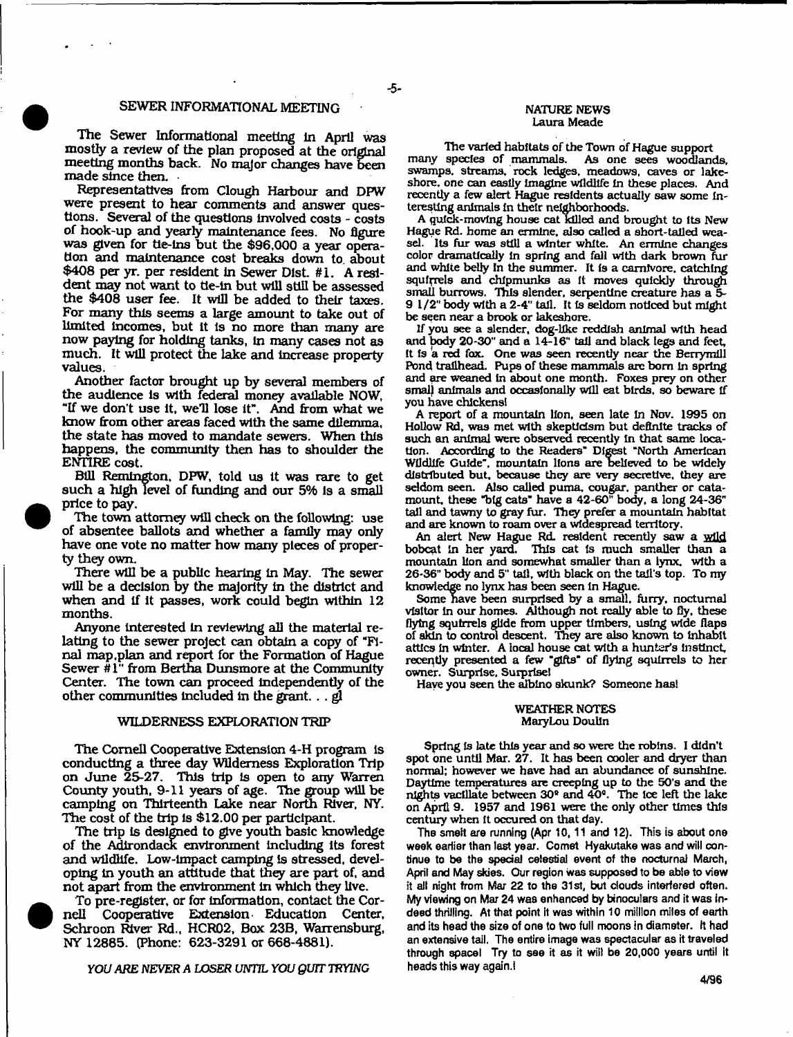## SEWER INFORMATIONAL MEETING

The Sewer Informational meeting in April was mostly a review of the plan proposed at the original meeting months back. No major changes have been made since then.

Representatives from Clough Harbour and DPW were present to hear comments and answer questions. Several of the questions involved costs - costs of hook-up and yearly maintenance fees. No figure was given for tie-ins but the $96,000 a year operation and maintenance cost breaks down to about $408 per yr. per resident in Sewer Dist. #1. A resident may not want to tie-in but will still be assessed the $408 user fee. It will be added to their taxes. For many this seems a large amount to take out of limited incomes, but it is no more than many are now paying for holding tanks, in many cases not as much. It will protect the lake and increase property values.

Another factor brought up by several members of the audience is with federal money available NOW, "If we don't use it, we'll lose it". And from what we know from other areas faced with the same dilemma, the state has moved to mandate sewers. When this happens, the community then has to shoulder the ENTIRE cost.

Bill Remington, DPW, told us it was rare to get such a high level of funding and our 5% is a small price to pay.

The town attorney will check on the following: use of absentee ballots and whether a family may only have one vote no matter how many pieces of property they own.

There will be a public hearing in May. The sewer will be a decision by the majority in the district and when and if it passes, work could begin within 12 months.

Anyone interested in reviewing all the material relating to the sewer project can obtain a copy of "Final map,plan and report for the Formation of Hague Sewer #1" from Bertha Dunsmore at the Community Center. The town can proceed independently of the other communities included in the grant. . . gl

## WILDERNESS EXPLORATION TRIP

The Cornell Cooperative Extension 4-H program is conducting a three day Wilderness Exploration Trip on June 25-27. This trip is open to any Warren County youth, 9-11 years of age. The group will be camping on Thirteenth Lake near North River, NY. The cost of the trip is $12.00 per participant.

The trip is designed to give youth basic knowledge of the Adirondack environment including its forest and wildlife. Low-impact camping is stressed, developing in youth an attitude that they are part of, and not apart from the environment in which they live.

To pre-register, or for information, contact the Cornell Cooperative Extension Education Center, Schroon River Rd., HCR02, Box 23B, Warrensburg, NY 12885. (Phone: 623-3291 or 668-4881).

*YOU ARE NEVER A LOSER UNTIL YOU QUIT TRYING*

## NATURE NEWS
Laura Meade

The varied habitats of the Town of Hague support many species of mammals. As one sees woodlands, swamps, streams, rock ledges, meadows, caves or lakeshore, one can easily imagine wildlife in these places. And recently a few alert Hague residents actually saw some interesting animals in their neighborhoods.

A quick-moving house cat killed and brought to its New Hague Rd. home an ermine, also called a short-tailed weasel. Its fur was still a winter white. An ermine changes color dramatically in spring and fall with dark brown fur and white belly in the summer. It is a carnivore, catching squirrels and chipmunks as it moves quickly through small burrows. This slender, serpentine creature has a 5-9 1/2" body with a 2-4" tail. It is seldom noticed but might be seen near a brook or lakeshore.

If you see a slender, dog-like reddish animal with head and body 20-30" and a 14-16" tail and black legs and feet, it is a red fox. One was seen recently near the Berrymill Pond trailhead. Pups of these mammals are born in spring and are weaned in about one month. Foxes prey on other small animals and occasionally will eat birds, so beware if you have chickens!

A report of a mountain lion, seen late in Nov. 1995 on Hollow Rd, was met with skepticism but definite tracks of such an animal were observed recently in that same location. According to the Readers' Digest "North American Wildlife Guide", mountain lions are believed to be widely distributed but, because they are very secretive, they are seldom seen. Also called puma, cougar, panther or catamount, these "big cats" have a 42-60" body, a long 24-36" tail and tawny to gray fur. They prefer a mountain habitat and are known to roam over a widespread territory.

An alert New Hague Rd. resident recently saw a wild bobcat in her yard. This cat is much smaller than a mountain lion and somewhat smaller than a lynx, with a 26-36" body and 5" tail, with black on the tail's top. To my knowledge no lynx has been seen in Hague.

Some have been surprised by a small, furry, nocturnal visitor in our homes. Although not really able to fly, these flying squirrels glide from upper timbers, using wide flaps of skin to control descent. They are also known to inhabit attics in winter. A local house cat with a hunter's instinct, recently presented a few "gifts" of flying squirrels to her owner. Surprise, Surprise!

Have you seen the albino skunk? Someone has!

## WEATHER NOTES
MaryLou Doulin

Spring is late this year and so were the robins. I didn't spot one until Mar. 27. It has been cooler and dryer than normal; however we have had an abundance of sunshine. Daytime temperatures are creeping up to the 50's and the nights vacillate between 30° and 40°. The ice left the lake on April 9. 1957 and 1961 were the only other times this century when it occured on that day.

The smelt are running (Apr 10, 11 and 12). This is about one week earlier than last year. Comet Hyakutake was and will continue to be the special celestial event of the nocturnal March, April and May skies. Our region was supposed to be able to view it all night from Mar 22 to the 31st, but clouds interfered often. My viewing on Mar 24 was enhanced by binoculars and it was indeed thrilling. At that point it was within 10 million miles of earth and its head the size of one to two full moons in diameter. It had an extensive tail. The entire image was spectacular as it traveled through space! Try to see it as it will be 20,000 years until it heads this way again.!

4/96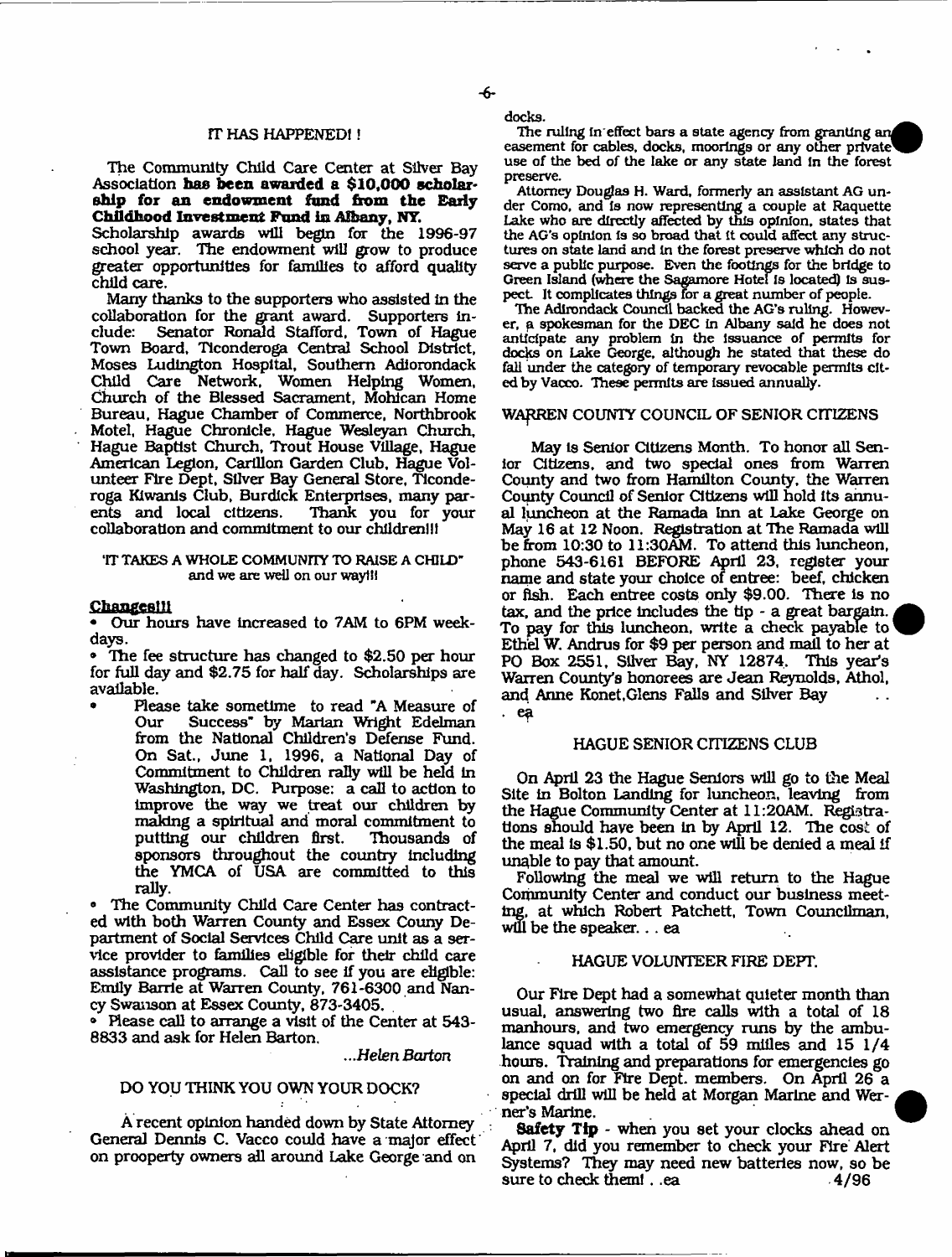## IT HAS HAPPENED! !

The Community Child Care Center at Silver Bay Association **has been awarded a $10,000 scholarship for an endowment fund from the Early Childhood Investment Fund in Albany, NY.**

Scholarship awards will begin for the 1996-97 school year. The endowment will grow to produce greater opportunities for families to afford quality child care.

Many thanks to the supporters who assisted in the collaboration for the grant award. Supporters include: Senator Ronald Stafford, Town of Hague Town Board, Ticonderoga Central School District, Moses Ludington Hospital, Southern Adirondack Child Care Network, Women Helping Women, Church of the Blessed Sacrament, Mohican Home Bureau, Hague Chamber of Commerce, Northbrook Motel, Hague Chronicle, Hague Wesleyan Church, Hague Baptist Church, Trout House Village, Hague American Legion, Carillon Garden Club, Hague Volunteer Fire Dept, Silver Bay General Store, Ticonderoga Kiwanis Club, Burdick Enterprises, many parents and local citizens. Thank you for your collaboration and commitment to our children!!!

"IT TAKES A WHOLE COMMUNITY TO RAISE A CHILD" and we are well on our way!!!

**Changes!!!**

- Our hours have increased to 7AM to 6PM weekdays.
- The fee structure has changed to $2.50 per hour for full day and $2.75 for half day. Scholarships are available.
- Please take sometime to read "A Measure of Our Success" by Marian Wright Edelman from the National Children's Defense Fund. On Sat., June 1, 1996, a National Day of Commitment to Children rally will be held in Washington, DC. Purpose: a call to action to improve the way we treat our children by making a spiritual and moral commitment to putting our children first. Thousands of sponsors throughout the country including the YMCA of USA are committed to this rally.
- The Community Child Care Center has contracted with both Warren County and Essex Couny Department of Social Services Child Care unit as a service provider to families eligible for their child care assistance programs. Call to see if you are eligible: Emily Barrie at Warren County, 761-6300 and Nancy Swanson at Essex County, 873-3405.
- Please call to arrange a visit of the Center at 543-8833 and ask for Helen Barton.

*...Helen Barton*

## DO YOU THINK YOU OWN YOUR DOCK?

A recent opinion handed down by State Attorney General Dennis C. Vacco could have a major effect on prooperty owners all around Lake George and on docks.

The ruling in effect bars a state agency from granting an easement for cables, docks, moorings or any other private use of the bed of the lake or any state land in the forest preserve.

Attorney Douglas H. Ward, formerly an assistant AG under Como, and is now representing a couple at Raquette Lake who are directly affected by this opinion, states that the AG's opinion is so broad that it could affect any structures on state land and in the forest preserve which do not serve a public purpose. Even the footings for the bridge to Green Island (where the Sagamore Hotel is located) is suspect. It complicates things for a great number of people.

The Adirondack Council backed the AG's ruling. However, a spokesman for the DEC in Albany said he does not anticipate any problem in the issuance of permits for docks on Lake George, although he stated that these do fall under the category of temporary revocable permits cited by Vacco. These permits are issued annually.

## WARREN COUNTY COUNCIL OF SENIOR CITIZENS

May is Senior Citizens Month. To honor all Senior Citizens, and two special ones from Warren County and two from Hamilton County, the Warren County Council of Senior Citizens will hold its annual luncheon at the Ramada Inn at Lake George on May 16 at 12 Noon. Registration at The Ramada will be from 10:30 to 11:30AM. To attend this luncheon, phone 543-6161 BEFORE April 23, register your name and state your choice of entree: beef, chicken or fish. Each entree costs only $9.00. There is no tax, and the price includes the tip - a great bargain. To pay for this luncheon, write a check payable to Ethel W. Andrus for $9 per person and mail to her at PO Box 2551, Silver Bay, NY 12874. This year's Warren County's honorees are Jean Reynolds, Athol, and Anne Konet, Glens Falls and Silver Bay . . ea

## HAGUE SENIOR CITIZENS CLUB

On April 23 the Hague Seniors will go to the Meal Site in Bolton Landing for luncheon, leaving from the Hague Community Center at 11:20AM. Registrations should have been in by April 12. The cost of the meal is $1.50, but no one will be denied a meal if unable to pay that amount.

Following the meal we will return to the Hague Community Center and conduct our business meeting, at which Robert Patchett, Town Councilman, will be the speaker. . . ea

## HAGUE VOLUNTEER FIRE DEPT.

Our Fire Dept had a somewhat quieter month than usual, answering two fire calls with a total of 18 manhours, and two emergency runs by the ambulance squad with a total of 59 miles and 15 1/4 hours. Training and preparations for emergencies go on and on for Fire Dept. members. On April 26 a special drill will be held at Morgan Marine and Werner's Marine.

**Safety Tip** - when you set your clocks ahead on April 7, did you remember to check your Fire Alert Systems? They may need new batteries now, so be sure to check them! . .ea

4/96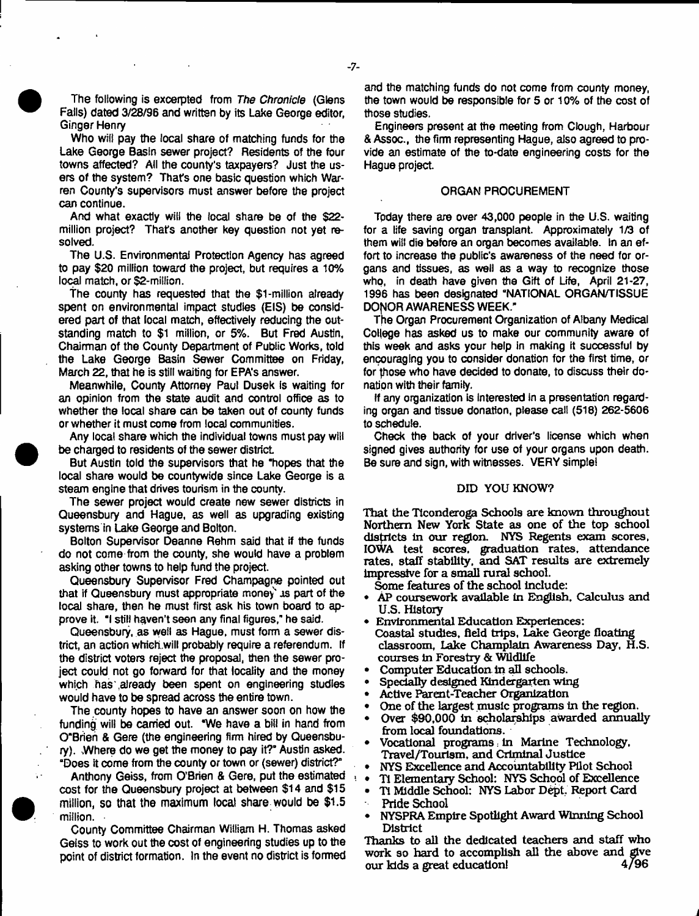The following is excerpted from *The Chronicle* (Glens Falls) dated 3/28/96 and written by its Lake George editor, Ginger Henry

Who will pay the local share of matching funds for the Lake George Basin sewer project? Residents of the four towns affected? All the county's taxpayers? Just the users of the system? That's one basic question which Warren County's supervisors must answer before the project can continue.

And what exactly will the local share be of the $22-million project? That's another key question not yet resolved.

The U.S. Environmental Protection Agency has agreed to pay $20 million toward the project, but requires a 10% local match, or $2-million.

The county has requested that the $1-million already spent on environmental impact studies (EIS) be considered part of that local match, effectively reducing the outstanding match to $1 million, or 5%. But Fred Austin, Chairman of the County Department of Public Works, told the Lake George Basin Sewer Committee on Friday, March 22, that he is still waiting for EPA's answer.

Meanwhile, County Attorney Paul Dusek is waiting for an opinion from the state audit and control office as to whether the local share can be taken out of county funds or whether it must come from local communities.

Any local share which the individual towns must pay will be charged to residents of the sewer district.

But Austin told the supervisors that he "hopes that the local share would be countywide since Lake George is a steam engine that drives tourism in the county.

The sewer project would create new sewer districts in Queensbury and Hague, as well as upgrading existing systems in Lake George and Bolton.

Bolton Supervisor Deanne Rehm said that if the funds do not come from the county, she would have a problem asking other towns to help fund the project.

Queensbury Supervisor Fred Champagne pointed out that if Queensbury must appropriate money as part of the local share, then he must first ask his town board to approve it. "I still haven't seen any final figures," he said.

Queensbury, as well as Hague, must form a sewer district, an action which will probably require a referendum. If the district voters reject the proposal, then the sewer project could not go forward for that locality and the money which has already been spent on engineering studies would have to be spread across the entire town.

The county hopes to have an answer soon on how the funding will be carried out. "We have a bill in hand from O'Brien & Gere (the engineering firm hired by Queensbury). Where do we get the money to pay it?" Austin asked. "Does it come from the county or town or (sewer) district?"

Anthony Geiss, from O'Brien & Gere, put the estimated cost for the Queensbury project at between $14 and $15 million, so that the maximum local share would be $1.5 million.

County Committee Chairman William H. Thomas asked Geiss to work out the cost of engineering studies up to the point of district formation. In the event no district is formed and the matching funds do not come from county money, the town would be responsible for 5 or 10% of the cost of those studies.

Engineers present at the meeting from Clough, Harbour & Assoc., the firm representing Hague, also agreed to provide an estimate of the to-date engineering costs for the Hague project.

## ORGAN PROCUREMENT

Today there are over 43,000 people in the U.S. waiting for a life saving organ transplant. Approximately 1/3 of them will die before an organ becomes available. In an effort to increase the public's awareness of the need for organs and tissues, as well as a way to recognize those who, in death have given the Gift of Life, April 21-27, 1996 has been designated "NATIONAL ORGAN/TISSUE DONOR AWARENESS WEEK."

The Organ Procurement Organization of Albany Medical College has asked us to make our community aware of this week and asks your help in making it successful by encouraging you to consider donation for the first time, or for those who have decided to donate, to discuss their donation with their family.

If any organization is interested in a presentation regarding organ and tissue donation, please call (518) 262-5606 to schedule.

Check the back of your driver's license which when signed gives authority for use of your organs upon death. Be sure and sign, with witnesses. VERY simple!

## DID YOU KNOW?

That the Ticonderoga Schools are known throughout Northern New York State as one of the top school districts in our region. NYS Regents exam scores, IOWA test scores, graduation rates, attendance rates, staff stability, and SAT results are extremely impressive for a small rural school.

Some features of the school include:

- AP coursework available in English, Calculus and U.S. History
- Environmental Education Experiences: Coastal studies, field trips, Lake George floating classroom, Lake Champlain Awareness Day, H.S. courses in Forestry & Wildlife
- Computer Education in all schools.
- Specially designed Kindergarten wing
- Active Parent-Teacher Organization
- One of the largest music programs in the region.
- Over $90,000 in scholarships awarded annually from local foundations.
- Vocational programs in Marine Technology, Travel/Tourism, and Criminal Justice
- NYS Excellence and Accountability Pilot School
- TI Elementary School: NYS School of Excellence
- TI Middle School: NYS Labor Dept. Report Card Pride School
- NYSPRA Empire Spotlight Award Winning School District

Thanks to all the dedicated teachers and staff who work so hard to accomplish all the above and give our kids a great education! 4/96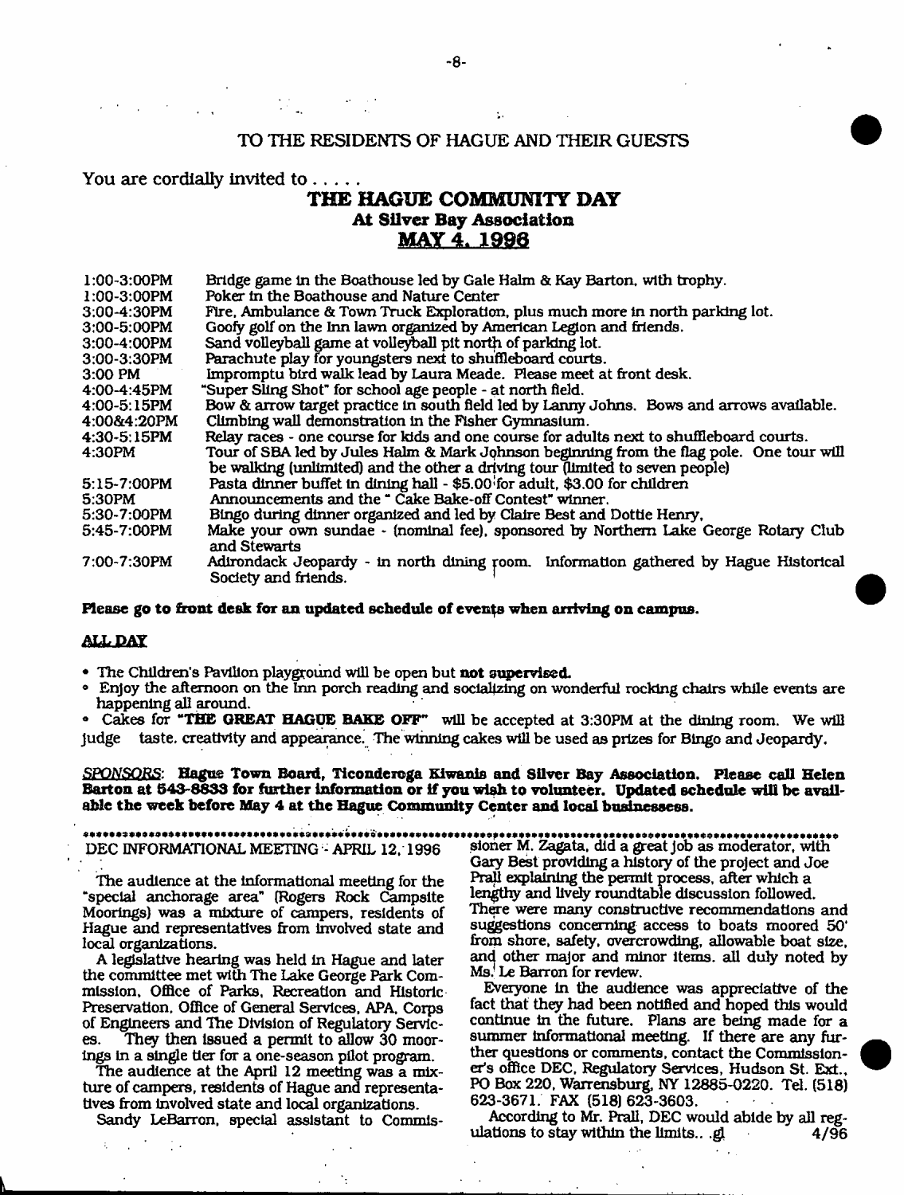TO THE RESIDENTS OF HAGUE AND THEIR GUESTS

You are cordially invited to . . . . .

# THE HAGUE COMMUNITY DAY
## At Silver Bay Association
## MAY 4, 1996

| | |
|---|---|
| 1:00-3:00PM | Bridge game in the Boathouse led by Gale Halm & Kay Barton, with trophy. |
| 1:00-3:00PM | Poker in the Boathouse and Nature Center |
| 3:00-4:30PM | Fire, Ambulance & Town Truck Exploration, plus much more in north parking lot. |
| 3:00-5:00PM | Goofy golf on the Inn lawn organized by American Legion and friends. |
| 3:00-4:00PM | Sand volleyball game at volleyball pit north of parking lot. |
| 3:00-3:30PM | Parachute play for youngsters next to shuffleboard courts. |
| 3:00 PM | Impromptu bird walk lead by Laura Meade. Please meet at front desk. |
| 4:00-4:45PM | "Super Sling Shot" for school age people - at north field. |
| 4:00-5:15PM | Bow & arrow target practice in south field led by Lanny Johns. Bows and arrows available. |
| 4:00&4:20PM | Climbing wall demonstration in the Fisher Gymnasium. |
| 4:30-5:15PM | Relay races - one course for kids and one course for adults next to shuffleboard courts. |
| 4:30PM | Tour of SBA led by Jules Halm & Mark Johnson beginning from the flag pole. One tour will be walking (unlimited) and the other a driving tour (limited to seven people) |
| 5:15-7:00PM | Pasta dinner buffet in dining hall - $5.00 for adult, $3.00 for children |
| 5:30PM | Announcements and the "Cake Bake-off Contest" winner. |
| 5:30-7:00PM | Bingo during dinner organized and led by Claire Best and Dottie Henry, |
| 5:45-7:00PM | Make your own sundae - (nominal fee), sponsored by Northern Lake George Rotary Club and Stewarts |
| 7:00-7:30PM | Adirondack Jeopardy - in north dining room. Information gathered by Hague Historical Society and friends. |

**Please go to front desk for an updated schedule of events when arriving on campus.**

**ALL DAY**

- The Children's Pavilion playground will be open but **not supervised.**
- Enjoy the afternoon on the Inn porch reading and socializing on wonderful rocking chairs while events are happening all around.
- Cakes for **"THE GREAT HAGUE BAKE OFF"** will be accepted at 3:30PM at the dining room. We will judge taste, creativity and appearance. The winning cakes will be used as prizes for Bingo and Jeopardy.

*SPONSORS*: **Hague Town Board, Ticonderoga Kiwanis and Silver Bay Association. Please call Helen Barton at 543-8833 for further information or if you wish to volunteer. Updated schedule will be available the week before May 4 at the Hague Community Center and local businesses.**

DEC INFORMATIONAL MEETING - APRIL 12, 1996

The audience at the informational meeting for the "special anchorage area" (Rogers Rock Campsite Moorings) was a mixture of campers, residents of Hague and representatives from involved state and local organizations.

A legislative hearing was held in Hague and later the committee met with The Lake George Park Commission, Office of Parks, Recreation and Historic Preservation, Office of General Services, APA, Corps of Engineers and The Division of Regulatory Services. They then issued a permit to allow 30 moorings in a single tier for a one-season pilot program.

The audience at the April 12 meeting was a mixture of campers, residents of Hague and representatives from involved state and local organizations.

Sandy LeBarron, special assistant to Commissioner M. Zagata, did a great job as moderator, with Gary Best providing a history of the project and Joe Prall explaining the permit process, after which a lengthy and lively roundtable discussion followed. There were many constructive recommendations and suggestions concerning access to boats moored 50' from shore, safety, overcrowding, allowable boat size, and other major and minor items. all duly noted by Ms. Le Barron for review.

Everyone in the audience was appreciative of the fact that they had been notified and hoped this would continue in the future. Plans are being made for a summer informational meeting. If there are any further questions or comments, contact the Commissioner's office DEC, Regulatory Services, Hudson St. Ext., PO Box 220, Warrensburg, NY 12885-0220. Tel. (518) 623-3671. FAX (518) 623-3603.

According to Mr. Prall, DEC would abide by all regulations to stay within the limits.. .gl 4/96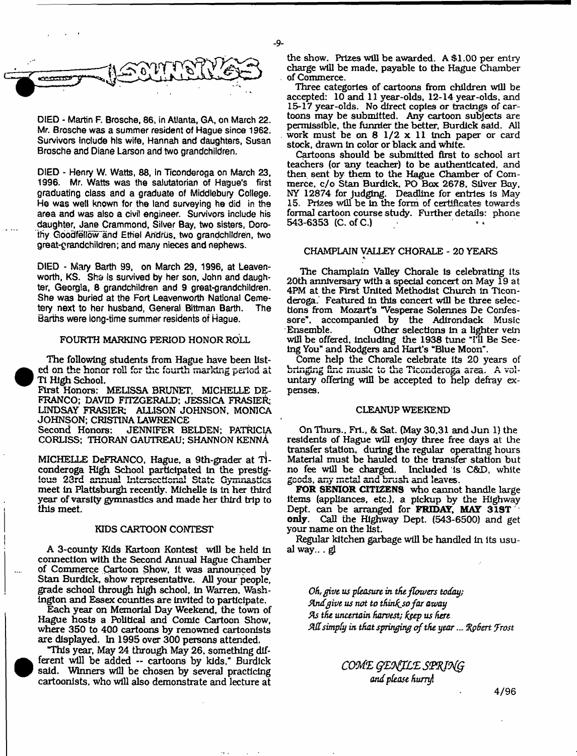# SOUNDINGS

DIED - Martin F. Brosche, 86, in Atlanta, GA, on March 22. Mr. Brosche was a summer resident of Hague since 1962. Survivors include his wife, Hannah and daughters, Susan Brosche and Diane Larson and two grandchildren.

DIED - Henry W. Watts, 88, in Ticonderoga on March 23, 1996. Mr. Watts was the salutatorian of Hague's first graduating class and a graduate of Middlebury College. He was well known for the land surveying he did in the area and was also a civil engineer. Survivors include his daughter, Jane Crammond, Silver Bay, two sisters, Dorothy Goodfellow and Ethel Andrus, two grandchildren, two great-grandchildren; and many nieces and nephews.

DIED - Mary Barth 99, on March 29, 1996, at Leavenworth, KS. She is survived by her son, John and daughter, Georgia, 8 grandchildren and 9 great-grandchildren. She was buried at the Fort Leavenworth National Cemetery next to her husband, General Bittman Barth. The Barths were long-time summer residents of Hague.

## FOURTH MARKING PERIOD HONOR ROLL

The following students from Hague have been listed on the honor roll for the fourth marking period at TI High School.

First Honors: MELISSA BRUNET, MICHELLE DEFRANCO; DAVID FITZGERALD; JESSICA FRASIER; LINDSAY FRASIER; ALLISON JOHNSON, MONICA JOHNSON; CRISTINA LAWRENCE

Second Honors: JENNIFER BELDEN; PATRICIA CORLISS; THORAN GAUTREAU; SHANNON KENNA

MICHELLE DeFRANCO, Hague, a 9th-grader at Ticonderoga High School participated in the prestigious 23rd annual Intersectional State Gymnastics meet in Plattsburgh recently. Michelle is in her third year of varsity gymnastics and made her third trip to this meet.

## KIDS CARTOON CONTEST

A 3-county Kids Kartoon Kontest will be held in connection with the Second Annual Hague Chamber of Commerce Cartoon Show, it was announced by Stan Burdick, show representative. All your people, grade school through high school, in Warren, Washington and Essex counties are invited to participate.

Each year on Memorial Day Weekend, the town of Hague hosts a Political and Comic Cartoon Show, where 350 to 400 cartoons by renowned cartoonists are displayed. In 1995 over 300 persons attended.

"This year, May 24 through May 26, something different will be added -- cartoons by kids," Burdick said. Winners will be chosen by several practicing cartoonists, who will also demonstrate and lecture at the show. Prizes will be awarded. A $1.00 per entry charge will be made, payable to the Hague Chamber of Commerce.

Three categories of cartoons from children will be accepted: 10 and 11 year-olds, 12-14 year-olds, and 15-17 year-olds. No direct copies or tracings of cartoons may be submitted. Any cartoon subjects are permissible, the funnier the better, Burdick said. All work must be on 8 1/2 x 11 inch paper or card stock, drawn in color or black and white.

Cartoons should be submitted first to school art teachers (or any teacher) to be authenticated, and then sent by them to the Hague Chamber of Commerce, c/o Stan Burdick, PO Box 2678, Silver Bay, NY 12874 for judging. Deadline for entries is May 15. Prizes will be in the form of certificates towards formal cartoon course study. Further details: phone 543-6353 (C. of C.)

## CHAMPLAIN VALLEY CHORALE - 20 YEARS

The Champlain Valley Chorale is celebrating its 20th anniversary with a special concert on May 19 at 4PM at the First United Methodist Church in Ticonderoga. Featured in this concert will be three selections from Mozart's "Vesperae Solennes De Confessore", accompanied by the Adirondack Music Ensemble. Other selections in a lighter vein will be offered, including the 1938 tune "I'll Be Seeing You" and Rodgers and Hart's "Blue Moon".

Come help the Chorale celebrate its 20 years of bringing fine music to the Ticonderoga area. A voluntary offering will be accepted to help defray expenses.

## CLEANUP WEEKEND

On Thurs., Fri., & Sat. (May 30,31 and Jun 1) the residents of Hague will enjoy three free days at the transfer station, during the regular operating hours Material must be hauled to the transfer station but no fee will be charged. Included is C&D, white goods, any metal and brush and leaves.

**FOR SENIOR CITIZENS** who cannot handle large items (appliances, etc.), a pickup by the Highway Dept. can be arranged for **FRIDAY, MAY 31ST only**. Call the Highway Dept. (543-6500) and get your name on the list.

Regular kitchen garbage will be handled in its usual way... gl

*Oh, give us pleasure in the flowers today;*
*And give us not to think so far away*
*As the uncertain harvest; keep us here*
*All simply in that springing of the year ... Robert Frost*

*COME GENTLE SPRING*
*and please hurry!*

4/96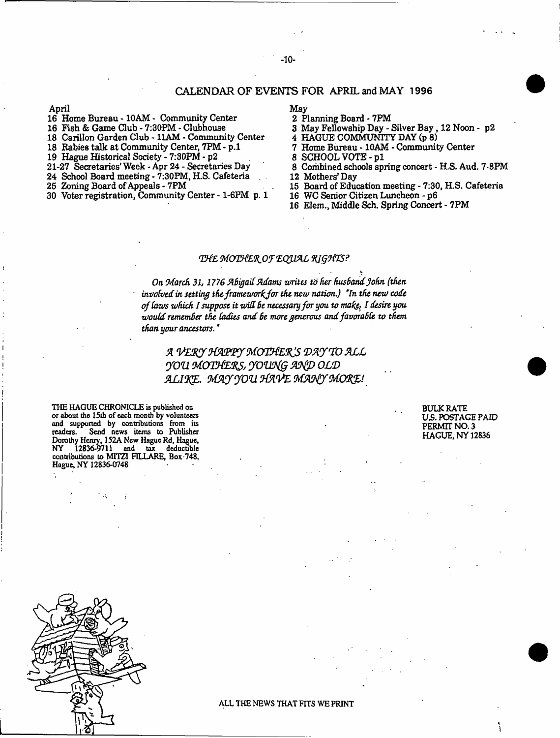## CALENDAR OF EVENTS FOR APRIL and MAY 1996

April

16 Home Bureau - 10AM - Community Center
16 Fish & Game Club - 7:30PM - Clubhouse
18 Carillon Garden Club - 11AM - Community Center
18 Rabies talk at Community Center, 7PM - p.1
19 Hague Historical Society - 7:30PM - p2
21-27 Secretaries' Week - Apr 24 - Secretaries Day
24 School Board meeting - 7:30PM, H.S. Cafeteria
25 Zoning Board of Appeals - 7PM
30 Voter registration, Community Center - 1-6PM p. 1

May

2 Planning Board - 7PM
3 May Fellowship Day - Silver Bay, 12 Noon - p2
4 HAGUE COMMUNITY DAY (p 8)
7 Home Bureau - 10AM - Community Center
8 SCHOOL VOTE - p1
8 Combined schools spring concert - H.S. Aud. 7-8PM
12 Mothers' Day
15 Board of Education meeting - 7:30, H.S. Cafeteria
16 WC Senior Citizen Luncheon - p6
16 Elem., Middle Sch. Spring Concert - 7PM

### *THE MOTHER OF EQUAL RIGHTS?*

*On March 31, 1776 Abigail Adams writes to her husband John (then involved in setting the framework for the new nation.) "In the new code of laws which I suppose it will be necessary for you to make, I desire you would remember the ladies and be more generous and favorable to them than your ancestors."*

*A VERY HAPPY MOTHER'S DAY TO ALL YOU MOTHERS, YOUNG AND OLD ALIKE. MAY YOU HAVE MANY MORE!*

THE HAGUE CHRONICLE is published on or about the 15th of each month by volunteers and supported by contributions from its readers. Send news items to Publisher Dorothy Henry, 152A New Hague Rd, Hague, NY 12836-9711 and tax deductible contributions to MITZI FILLARE, Box 748, Hague, NY 12836-0748

BULK RATE
U.S. POSTAGE PAID
PERMIT NO. 3
HAGUE, NY 12836

ALL THE NEWS THAT FITS WE PRINT